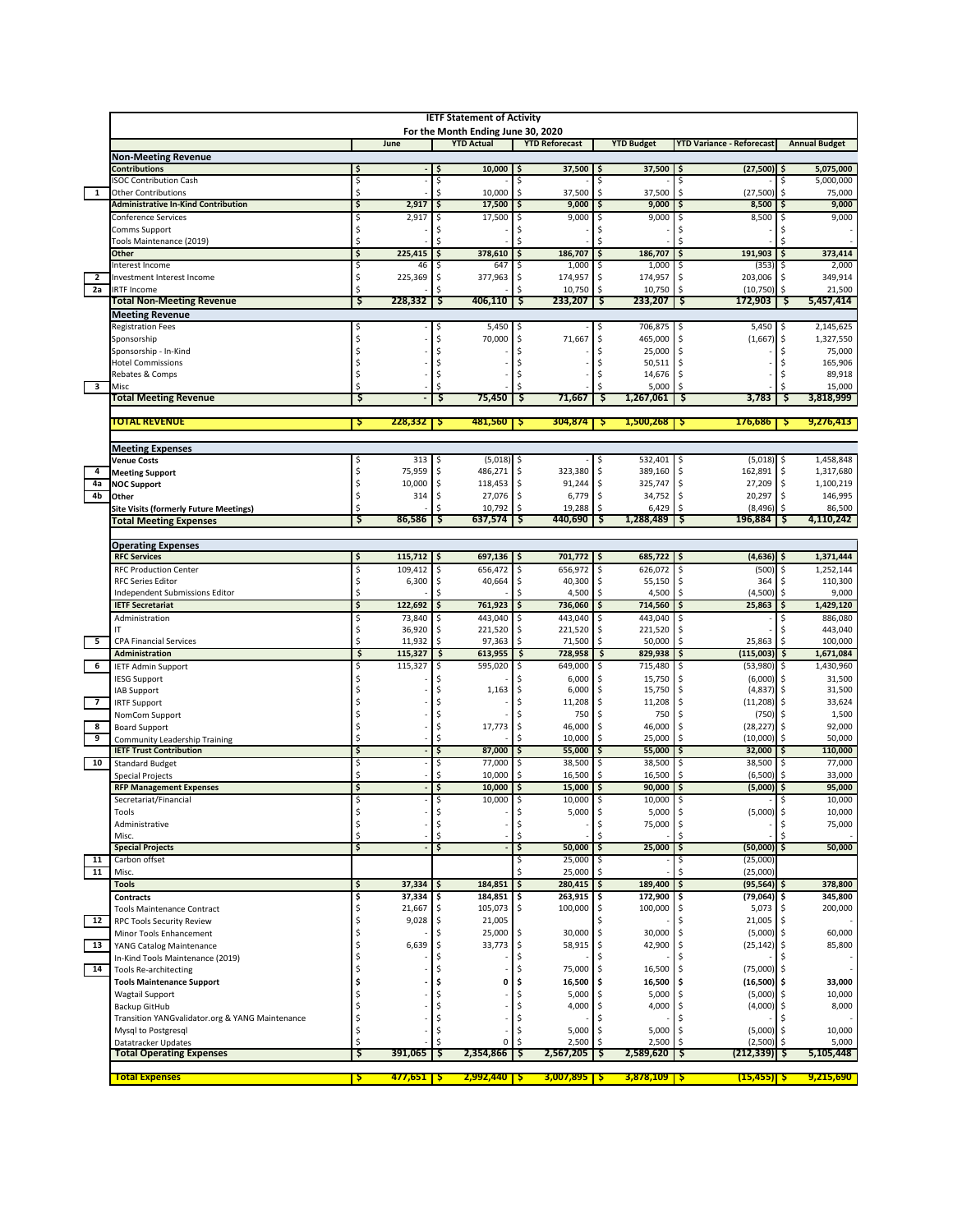# IETF Statement of Activity

## For the Month Ending June 30, 2020

| | | June | YTD Actual | YTD Reforecast | YTD Budget | YTD Variance - Reforecast | Annual Budget |
|---|---|---|---|---|---|---|---|
| | **Non-Meeting Revenue** | | | | | | |
| | **Contributions** | $ - | $ 10,000 | $ 37,500 | $ 37,500 | $ (27,500) | $ 5,075,000 |
| | ISOC Contribution Cash | $ - | $ - | $ - | $ - | $ - | $ 5,000,000 |
| 1 | Other Contributions | $ - | $ 10,000 | $ 37,500 | $ 37,500 | $ (27,500) | $ 75,000 |
| | **Administrative In-Kind Contribution** | $ 2,917 | $ 17,500 | $ 9,000 | $ 9,000 | $ 8,500 | $ 9,000 |
| | Conference Services | $ 2,917 | $ 17,500 | $ 9,000 | $ 9,000 | $ 8,500 | $ 9,000 |
| | Comms Support | $ - | $ - | $ - | $ - | $ - | $ - |
| | Tools Maintenance (2019) | $ - | $ - | $ - | $ - | $ - | |
| | **Other** | $ 225,415 | $ 378,610 | $ 186,707 | $ 186,707 | $ 191,903 | $ 373,414 |
| | Interest Income | $ 46 | $ 647 | $ 1,000 | $ 1,000 | $ (353) | $ 2,000 |
| 2 | Investment Interest Income | $ 225,369 | $ 377,963 | $ 174,957 | $ 174,957 | $ 203,006 | $ 349,914 |
| 2a | IRTF Income | $ - | $ - | $ 10,750 | $ 10,750 | $ (10,750) | $ 21,500 |
| | **Total Non-Meeting Revenue** | $ 228,332 | $ 406,110 | $ 233,207 | $ 233,207 | $ 172,903 | $ 5,457,414 |
| | **Meeting Revenue** | | | | | | |
| | Registration Fees | $ - | $ 5,450 | $ - | $ 706,875 | $ 5,450 | $ 2,145,625 |
| | Sponsorship | $ - | $ 70,000 | $ 71,667 | $ 465,000 | $ (1,667) | $ 1,327,550 |
| | Sponsorship - In-Kind | $ - | $ - | $ - | $ 25,000 | $ - | $ 75,000 |
| | Hotel Commissions | $ - | $ - | $ - | $ 50,511 | $ - | $ 165,906 |
| | Rebates & Comps | $ - | $ - | $ - | $ 14,676 | $ - | $ 89,918 |
| 3 | Misc | $ - | $ - | $ - | $ 5,000 | $ - | $ 15,000 |
| | **Total Meeting Revenue** | $ - | $ 75,450 | $ 71,667 | $ 1,267,061 | $ 3,783 | $ 3,818,999 |
| | **TOTAL REVENUE** | $ 228,332 | $ 481,560 | $ 304,874 | $ 1,500,268 | $ 176,686 | $ 9,276,413 |
| | **Meeting Expenses** | | | | | | |
| | **Venue Costs** | $ 313 | $ (5,018) | $ - | $ 532,401 | $ (5,018) | $ 1,458,848 |
| 4 | **Meeting Support** | $ 75,959 | $ 486,271 | $ 323,380 | $ 389,160 | $ 162,891 | $ 1,317,680 |
| 4a | **NOC Support** | $ 10,000 | $ 118,453 | $ 91,244 | $ 325,747 | $ 27,209 | $ 1,100,219 |
| 4b | **Other** | $ 314 | $ 27,076 | $ 6,779 | $ 34,752 | $ 20,297 | $ 146,995 |
| | **Site Visits (formerly Future Meetings)** | $ - | $ 10,792 | $ 19,288 | $ 6,429 | $ (8,496) | $ 86,500 |
| | **Total Meeting Expenses** | $ 86,586 | $ 637,574 | $ 440,690 | $ 1,288,489 | $ 196,884 | $ 4,110,242 |
| | **Operating Expenses** | | | | | | |
| | **RFC Services** | $ 115,712 | $ 697,136 | $ 701,772 | $ 685,722 | $ (4,636) | $ 1,371,444 |
| | RFC Production Center | $ 109,412 | $ 656,472 | $ 656,972 | $ 626,072 | $ (500) | $ 1,252,144 |
| | RFC Series Editor | $ 6,300 | $ 40,664 | $ 40,300 | $ 55,150 | $ 364 | $ 110,300 |
| | Independent Submissions Editor | $ - | $ - | $ 4,500 | $ 4,500 | $ (4,500) | $ 9,000 |
| | **IETF Secretariat** | $ 122,692 | $ 761,923 | $ 736,060 | $ 714,560 | $ 25,863 | $ 1,429,120 |
| | Administration | $ 73,840 | $ 443,040 | $ 443,040 | $ 443,040 | $ - | $ 886,080 |
| | IT | $ 36,920 | $ 221,520 | $ 221,520 | $ 221,520 | $ - | $ 443,040 |
| 5 | CPA Financial Services | $ 11,932 | $ 97,363 | $ 71,500 | $ 50,000 | $ 25,863 | $ 100,000 |
| | **Administration** | $ 115,327 | $ 613,955 | $ 728,958 | $ 829,938 | $ (115,003) | $ 1,671,084 |
| 6 | IETF Admin Support | $ 115,327 | $ 595,020 | $ 649,000 | $ 715,480 | $ (53,980) | $ 1,430,960 |
| | IESG Support | $ - | $ - | $ 6,000 | $ 15,750 | $ (6,000) | $ 31,500 |
| | IAB Support | $ - | $ 1,163 | $ 6,000 | $ 15,750 | $ (4,837) | $ 31,500 |
| 7 | IRTF Support | $ - | $ - | $ 11,208 | $ 11,208 | $ (11,208) | $ 33,624 |
| | NomCom Support | $ - | $ - | $ 750 | $ 750 | $ (750) | $ 1,500 |
| 8 | Board Support | $ - | $ 17,773 | $ 46,000 | $ 46,000 | $ (28,227) | $ 92,000 |
| 9 | Community Leadership Training | $ - | $ - | $ 10,000 | $ 25,000 | $ (10,000) | $ 50,000 |
| | **IETF Trust Contribution** | $ - | $ 87,000 | $ 55,000 | $ 55,000 | $ 32,000 | $ 110,000 |
| 10 | Standard Budget | $ - | $ 77,000 | $ 38,500 | $ 38,500 | $ 38,500 | $ 77,000 |
| | Special Projects | $ - | $ 10,000 | $ 16,500 | $ 16,500 | $ (6,500) | $ 33,000 |
| | **RFP Management Expenses** | $ - | $ 10,000 | $ 15,000 | $ 90,000 | $ (5,000) | $ 95,000 |
| | Secretariat/Financial | $ - | $ 10,000 | $ 10,000 | $ 10,000 | $ - | $ 10,000 |
| | Tools | $ - | $ - | $ 5,000 | $ 5,000 | $ (5,000) | $ 10,000 |
| | Administrative | $ - | $ - | $ - | $ 75,000 | $ - | $ 75,000 |
| | Misc. | $ - | $ - | $ - | $ - | $ - | |
| | **Special Projects** | $ - | $ - | $ 50,000 | $ 25,000 | $ (50,000) | $ 50,000 |
| 11 | Carbon offset | | | $ 25,000 | $ - | $ (25,000) | |
| 11 | Misc. | | | $ 25,000 | $ - | $ (25,000) | |
| | **Tools** | $ 37,334 | $ 184,851 | $ 280,415 | $ 189,400 | $ (95,564) | $ 378,800 |
| | **Contracts** | $ 37,334 | $ 184,851 | $ 263,915 | $ 172,900 | $ (79,064) | $ 345,800 |
| | Tools Maintenance Contract | $ 21,667 | $ 105,073 | $ 100,000 | $ 100,000 | $ 5,073 | $ 200,000 |
| 12 | RPC Tools Security Review | $ 9,028 | $ 21,005 | | $ - | $ 21,005 | $ - |
| | Minor Tools Enhancement | $ - | $ 25,000 | $ 30,000 | $ 30,000 | $ (5,000) | $ 60,000 |
| 13 | YANG Catalog Maintenance | $ 6,639 | $ 33,773 | $ 58,915 | $ 42,900 | $ (25,142) | $ 85,800 |
| | In-Kind Tools Maintenance (2019) | $ - | $ - | $ - | $ - | $ - | $ - |
| 14 | Tools Re-architecting | $ - | $ - | $ 75,000 | $ 16,500 | $ (75,000) | $ - |
| | **Tools Maintenance Support** | $ - | $ 0 | $ 16,500 | $ 16,500 | $ (16,500) | $ 33,000 |
| | Wagtail Support | $ - | $ - | $ 5,000 | $ 5,000 | $ (5,000) | $ 10,000 |
| | Backup GitHub | $ - | $ - | $ 4,000 | $ 4,000 | $ (4,000) | $ 8,000 |
| | Transition YANGvalidator.org & YANG Maintenance | $ - | $ - | $ - | $ - | $ - | $ - |
| | Mysql to Postgresql | $ - | $ - | $ 5,000 | $ 5,000 | $ (5,000) | $ 10,000 |
| | Datatracker Updates | $ - | $ 0 | $ 2,500 | $ 2,500 | $ (2,500) | $ 5,000 |
| | **Total Operating Expenses** | $ 391,065 | $ 2,354,866 | $ 2,567,205 | $ 2,589,620 | $ (212,339) | $ 5,105,448 |
| | **Total Expenses** | $ 477,651 | $ 2,992,440 | $ 3,007,895 | $ 3,878,109 | $ (15,455) | $ 9,215,690 |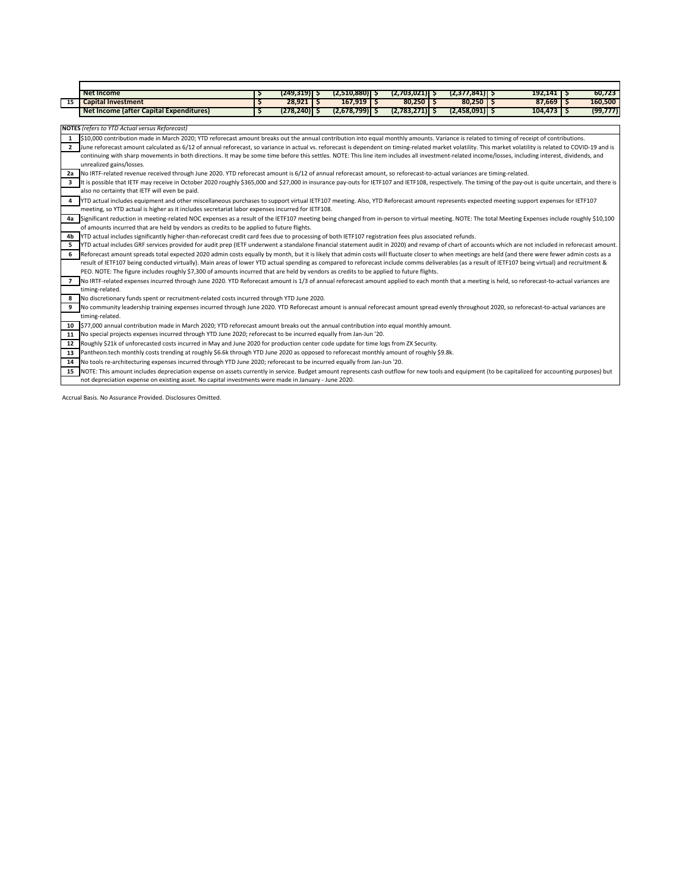| | | | | | | | |
|---|---|---|---|---|---|---|---|
| | **Net Income** | **$ (249,319)** | **$ (2,510,880)** | **$ (2,703,021)** | **$ (2,377,841)** | **$ 192,141** | **$ 60,723** |
| **15** | **Capital Investment** | **$ 28,921** | **$ 167,919** | **$ 80,250** | **$ 80,250** | **$ 87,669** | **$ 160,500** |
| | **Net Income (after Capital Expenditures)** | **$ (278,240)** | **$ (2,678,799)** | **$ (2,783,271)** | **$ (2,458,091)** | **$ 104,473** | **$ (99,777)** |

**NOTES** *(refers to YTD Actual versus Reforecast)*

| | |
|---|---|
| **1** | $10,000 contribution made in March 2020; YTD reforecast amount breaks out the annual contribution into equal monthly amounts. Variance is related to timing of receipt of contributions. |
| **2** | June reforecast amount calculated as 6/12 of annual reforecast, so variance in actual vs. reforecast is dependent on timing-related market volatility. This market volatility is related to COVID-19 and is continuing with sharp movements in both directions. It may be some time before this settles. NOTE: This line item includes all investment-related income/losses, including interest, dividends, and unrealized gains/losses. |
| **2a** | No IRTF-related revenue received through June 2020. YTD reforecast amount is 6/12 of annual reforecast amount, so reforecast-to-actual variances are timing-related. |
| **3** | It is possible that IETF may receive in October 2020 roughly $365,000 and $27,000 in insurance pay-outs for IETF107 and IETF108, respectively. The timing of the pay-out is quite uncertain, and there is also no certainty that IETF will even be paid. |
| **4** | YTD actual includes equipment and other miscellaneous purchases to support virtual IETF107 meeting. Also, YTD Reforecast amount represents expected meeting support expenses for IETF107 meeting, so YTD actual is higher as it includes secretariat labor expenses incurred for IETF108. |
| **4a** | Significant reduction in meeting-related NOC expenses as a result of the IETF107 meeting being changed from in-person to virtual meeting. NOTE: The total Meeting Expenses include roughly $10,100 of amounts incurred that are held by vendors as credits to be applied to future flights. |
| **4b** | YTD actual includes significantly higher-than-reforecast credit card fees due to processing of both IETF107 registration fees plus associated refunds. |
| **5** | YTD actual includes GRF services provided for audit prep (IETF underwent a standalone financial statement audit in 2020) and revamp of chart of accounts which are not included in reforecast amount. |
| **6** | Reforecast amount spreads total expected 2020 admin costs equally by month, but it is likely that admin costs will fluctuate closer to when meetings are held (and there were fewer admin costs as a result of IETF107 being conducted virtually). Main areas of lower YTD actual spending as compared to reforecast include comms deliverables (as a result of IETF107 being virtual) and recruitment & PEO. NOTE: The figure includes roughly $7,300 of amounts incurred that are held by vendors as credits to be applied to future flights. |
| **7** | No IRTF-related expenses incurred through June 2020. YTD Reforecast amount is 1/3 of annual reforecast amount applied to each month that a meeting is held, so reforecast-to-actual variances are timing-related. |
| **8** | No discretionary funds spent or recruitment-related costs incurred through YTD June 2020. |
| **9** | No community leadership training expenses incurred through June 2020. YTD Reforecast amount is annual reforecast amount spread evenly throughout 2020, so reforecast-to-actual variances are timing-related. |
| **10** | $77,000 annual contribution made in March 2020; YTD reforecast amount breaks out the annual contribution into equal monthly amount. |
| **11** | No special projects expenses incurred through YTD June 2020; reforecast to be incurred equally from Jan-Jun '20. |
| **12** | Roughly $21k of unforecasted costs incurred in May and June 2020 for production center code update for time logs from ZX Security. |
| **13** | Pantheon.tech monthly costs trending at roughly $6.6k through YTD June 2020 as opposed to reforecast monthly amount of roughly $9.8k. |
| **14** | No tools re-architecturing expenses incurred through YTD June 2020; reforecast to be incurred equally from Jan-Jun '20. |
| **15** | NOTE: This amount includes depreciation expense on assets currently in service. Budget amount represents cash outflow for new tools and equipment (to be capitalized for accounting purposes) but not depreciation expense on existing asset. No capital investments were made in January - June 2020. |

Accrual Basis. No Assurance Provided. Disclosures Omitted.